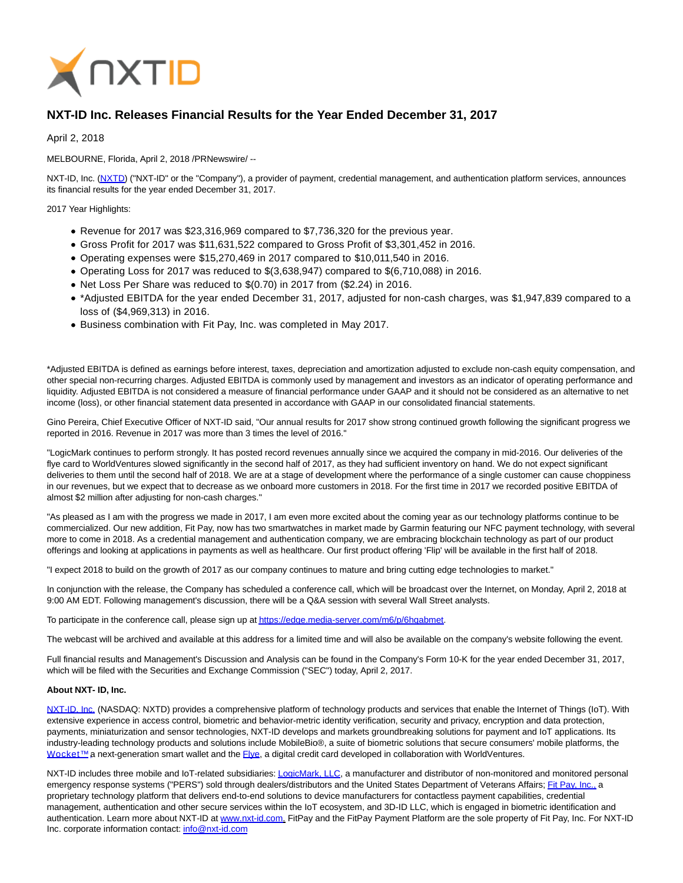# NXT-ID Inc. Releases Financial Results for the Year Ended December 31, 2017

April 2, 2018

MELBOURNE, Florida, April 2, 2018 /PRNewswire/ --

NXT-ID, Inc. (NXTD) ("NXT-ID" or the "Company"), a provider of payment, credential management, and authentication platform services, announces its financial results for the year ended December 31, 2017.

2017 Year Highlights:

- Revenue for 2017 was $23,316,969 compared to $7,736,320 for the previous year.
- Gross Profit for 2017 was $11,631,522 compared to Gross Profit of $3,301,452 in 2016.
- Operating expenses were $15,270,469 in 2017 compared to $10,011,540 in 2016.
- Operating Loss for 2017 was reduced to $(3,638,947) compared to $(6,710,088) in 2016.
- Net Loss Per Share was reduced to $(0.70) in 2017 from ($2.24) in 2016.
- *Adjusted EBITDA for the year ended December 31, 2017, adjusted for non-cash charges, was $1,947,839 compared to a loss of ($4,969,313) in 2016.
- Business combination with Fit Pay, Inc. was completed in May 2017.

*Adjusted EBITDA is defined as earnings before interest, taxes, depreciation and amortization adjusted to exclude non-cash equity compensation, and other special non-recurring charges. Adjusted EBITDA is commonly used by management and investors as an indicator of operating performance and liquidity. Adjusted EBITDA is not considered a measure of financial performance under GAAP and it should not be considered as an alternative to net income (loss), or other financial statement data presented in accordance with GAAP in our consolidated financial statements.

Gino Pereira, Chief Executive Officer of NXT-ID said, "Our annual results for 2017 show strong continued growth following the significant progress we reported in 2016. Revenue in 2017 was more than 3 times the level of 2016."

"LogicMark continues to perform strongly. It has posted record revenues annually since we acquired the company in mid-2016. Our deliveries of the flye card to WorldVentures slowed significantly in the second half of 2017, as they had sufficient inventory on hand. We do not expect significant deliveries to them until the second half of 2018. We are at a stage of development where the performance of a single customer can cause choppiness in our revenues, but we expect that to decrease as we onboard more customers in 2018. For the first time in 2017 we recorded positive EBITDA of almost $2 million after adjusting for non-cash charges."

"As pleased as I am with the progress we made in 2017, I am even more excited about the coming year as our technology platforms continue to be commercialized. Our new addition, Fit Pay, now has two smartwatches in market made by Garmin featuring our NFC payment technology, with several more to come in 2018. As a credential management and authentication company, we are embracing blockchain technology as part of our product offerings and looking at applications in payments as well as healthcare. Our first product offering 'Flip' will be available in the first half of 2018.

"I expect 2018 to build on the growth of 2017 as our company continues to mature and bring cutting edge technologies to market."

In conjunction with the release, the Company has scheduled a conference call, which will be broadcast over the Internet, on Monday, April 2, 2018 at 9:00 AM EDT. Following management's discussion, there will be a Q&A session with several Wall Street analysts.

To participate in the conference call, please sign up at https://edge.media-server.com/m6/p/6hqabmet.

The webcast will be archived and available at this address for a limited time and will also be available on the company's website following the event.

Full financial results and Management's Discussion and Analysis can be found in the Company's Form 10-K for the year ended December 31, 2017, which will be filed with the Securities and Exchange Commission ("SEC") today, April 2, 2017.

**About NXT- ID, Inc.**

NXT-ID, Inc. (NASDAQ: NXTD) provides a comprehensive platform of technology products and services that enable the Internet of Things (IoT). With extensive experience in access control, biometric and behavior-metric identity verification, security and privacy, encryption and data protection, payments, miniaturization and sensor technologies, NXT-ID develops and markets groundbreaking solutions for payment and IoT applications. Its industry-leading technology products and solutions include MobileBio®, a suite of biometric solutions that secure consumers' mobile platforms, the Wocket™ a next-generation smart wallet and the Flye, a digital credit card developed in collaboration with WorldVentures.

NXT-ID includes three mobile and IoT-related subsidiaries: LogicMark, LLC, a manufacturer and distributor of non-monitored and monitored personal emergency response systems ("PERS") sold through dealers/distributors and the United States Department of Veterans Affairs; Fit Pay, Inc., a proprietary technology platform that delivers end-to-end solutions to device manufacturers for contactless payment capabilities, credential management, authentication and other secure services within the IoT ecosystem, and 3D-ID LLC, which is engaged in biometric identification and authentication. Learn more about NXT-ID at www.nxt-id.com. FitPay and the FitPay Payment Platform are the sole property of Fit Pay, Inc. For NXT-ID Inc. corporate information contact: info@nxt-id.com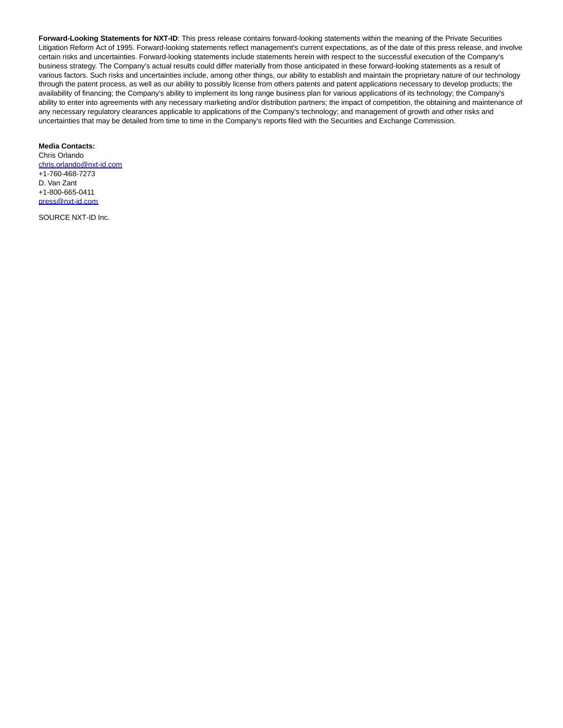**Forward-Looking Statements for NXT-ID**: This press release contains forward-looking statements within the meaning of the Private Securities Litigation Reform Act of 1995. Forward-looking statements reflect management's current expectations, as of the date of this press release, and involve certain risks and uncertainties. Forward-looking statements include statements herein with respect to the successful execution of the Company's business strategy. The Company's actual results could differ materially from those anticipated in these forward-looking statements as a result of various factors. Such risks and uncertainties include, among other things, our ability to establish and maintain the proprietary nature of our technology through the patent process, as well as our ability to possibly license from others patents and patent applications necessary to develop products; the availability of financing; the Company's ability to implement its long range business plan for various applications of its technology; the Company's ability to enter into agreements with any necessary marketing and/or distribution partners; the impact of competition, the obtaining and maintenance of any necessary regulatory clearances applicable to applications of the Company's technology; and management of growth and other risks and uncertainties that may be detailed from time to time in the Company's reports filed with the Securities and Exchange Commission.

**Media Contacts:**
Chris Orlando
chris.orlando@nxt-id.com
+1-760-468-7273
D. Van Zant
+1-800-665-0411
press@nxt-id.com

SOURCE NXT-ID Inc.